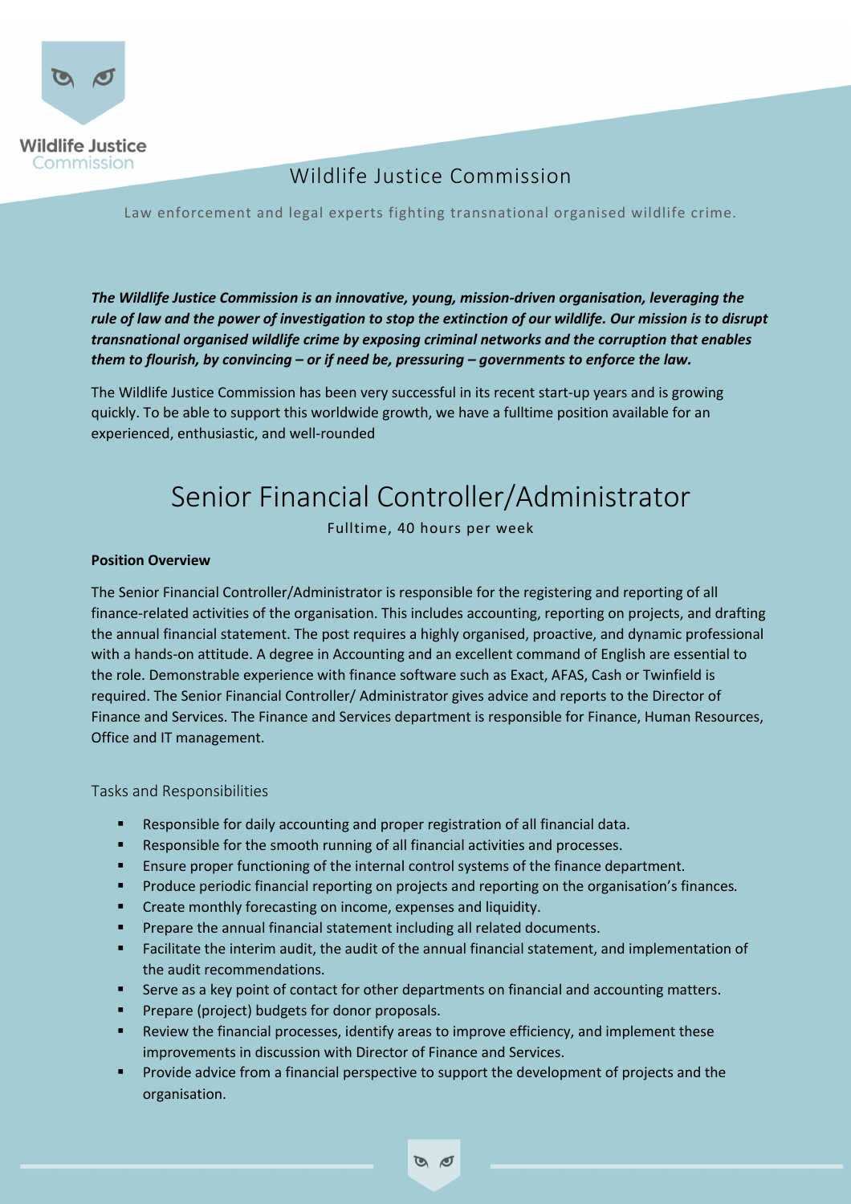Wildlife Justice Commission

# Wildlife Justice Commission

Law enforcement and legal experts fighting transnational organised wildlife crime.

***The Wildlife Justice Commission is an innovative, young, mission-driven organisation, leveraging the rule of law and the power of investigation to stop the extinction of our wildlife. Our mission is to disrupt transnational organised wildlife crime by exposing criminal networks and the corruption that enables them to flourish, by convincing – or if need be, pressuring – governments to enforce the law.***

The Wildlife Justice Commission has been very successful in its recent start-up years and is growing quickly. To be able to support this worldwide growth, we have a fulltime position available for an experienced, enthusiastic, and well-rounded

# Senior Financial Controller/Administrator

Fulltime, 40 hours per week

**Position Overview**

The Senior Financial Controller/Administrator is responsible for the registering and reporting of all finance-related activities of the organisation. This includes accounting, reporting on projects, and drafting the annual financial statement. The post requires a highly organised, proactive, and dynamic professional with a hands-on attitude. A degree in Accounting and an excellent command of English are essential to the role. Demonstrable experience with finance software such as Exact, AFAS, Cash or Twinfield is required. The Senior Financial Controller/ Administrator gives advice and reports to the Director of Finance and Services. The Finance and Services department is responsible for Finance, Human Resources, Office and IT management.

## Tasks and Responsibilities

- Responsible for daily accounting and proper registration of all financial data.
- Responsible for the smooth running of all financial activities and processes.
- Ensure proper functioning of the internal control systems of the finance department.
- Produce periodic financial reporting on projects and reporting on the organisation's finances.
- Create monthly forecasting on income, expenses and liquidity.
- Prepare the annual financial statement including all related documents.
- Facilitate the interim audit, the audit of the annual financial statement, and implementation of the audit recommendations.
- Serve as a key point of contact for other departments on financial and accounting matters.
- Prepare (project) budgets for donor proposals.
- Review the financial processes, identify areas to improve efficiency, and implement these improvements in discussion with Director of Finance and Services.
- Provide advice from a financial perspective to support the development of projects and the organisation.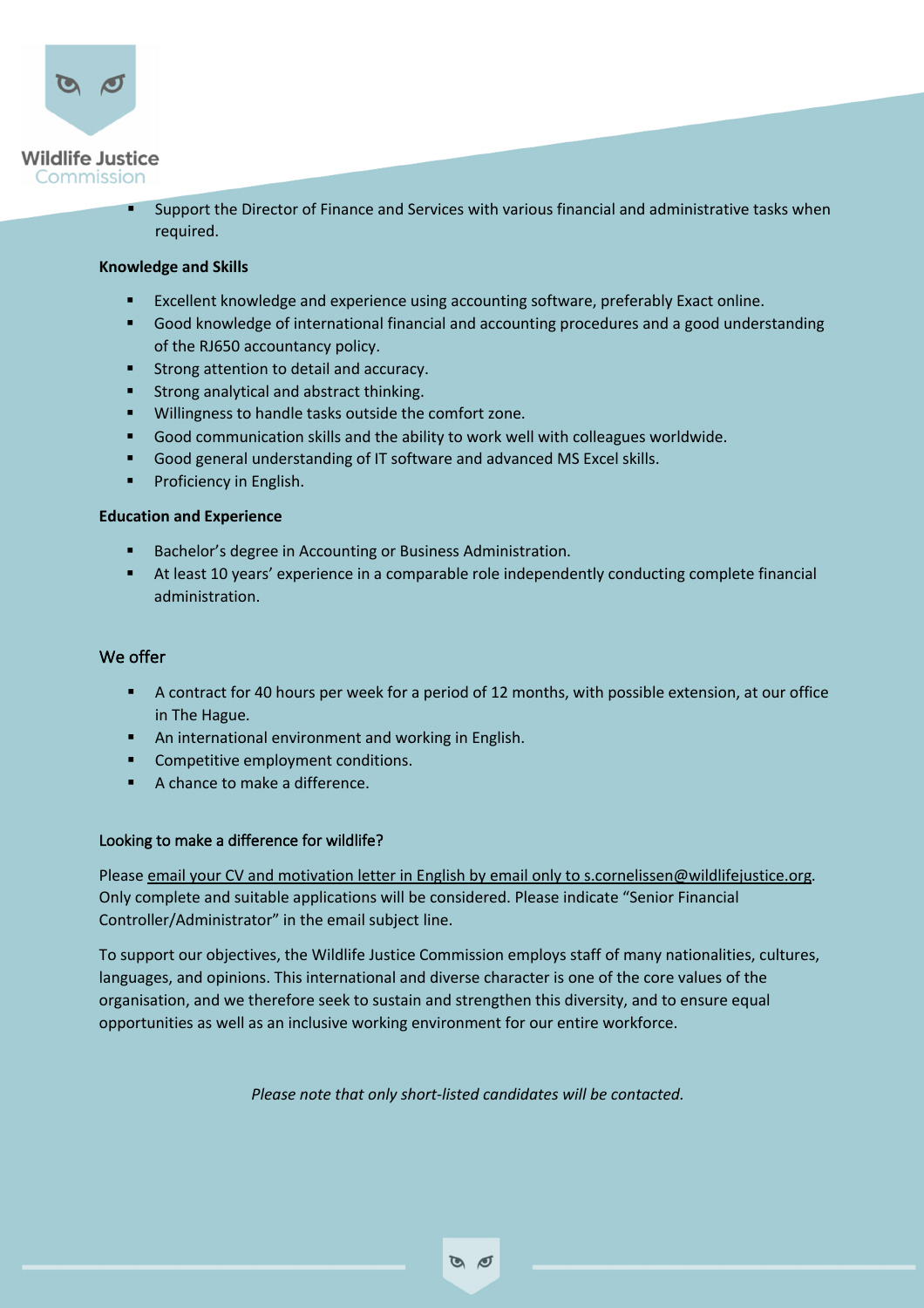- Support the Director of Finance and Services with various financial and administrative tasks when required.

**Knowledge and Skills**

- Excellent knowledge and experience using accounting software, preferably Exact online.
- Good knowledge of international financial and accounting procedures and a good understanding of the RJ650 accountancy policy.
- Strong attention to detail and accuracy.
- Strong analytical and abstract thinking.
- Willingness to handle tasks outside the comfort zone.
- Good communication skills and the ability to work well with colleagues worldwide.
- Good general understanding of IT software and advanced MS Excel skills.
- Proficiency in English.

**Education and Experience**

- Bachelor's degree in Accounting or Business Administration.
- At least 10 years' experience in a comparable role independently conducting complete financial administration.

## We offer

- A contract for 40 hours per week for a period of 12 months, with possible extension, at our office in The Hague.
- An international environment and working in English.
- Competitive employment conditions.
- A chance to make a difference.

### Looking to make a difference for wildlife?

Please email your CV and motivation letter in English by email only to s.cornelissen@wildlifejustice.org. Only complete and suitable applications will be considered. Please indicate "Senior Financial Controller/Administrator" in the email subject line.

To support our objectives, the Wildlife Justice Commission employs staff of many nationalities, cultures, languages, and opinions. This international and diverse character is one of the core values of the organisation, and we therefore seek to sustain and strengthen this diversity, and to ensure equal opportunities as well as an inclusive working environment for our entire workforce.

*Please note that only short-listed candidates will be contacted.*